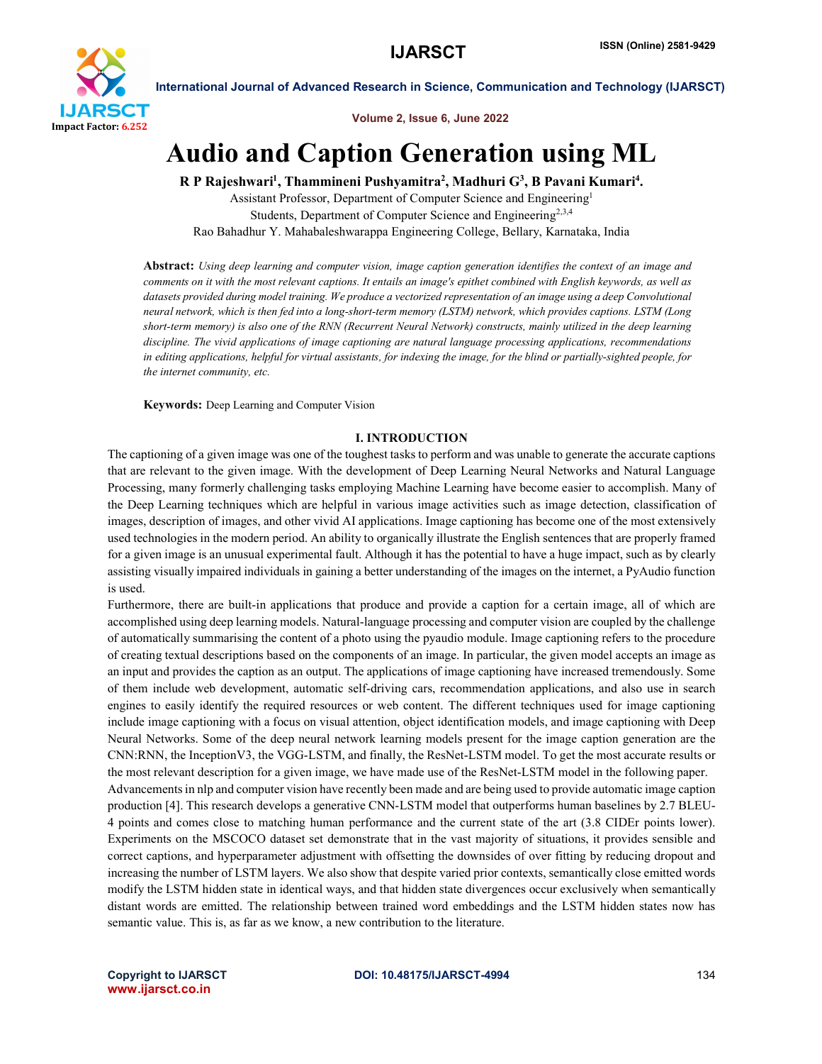# Audio and Caption Generation using ML

**R P Rajeshwari[1], Thammineni Pushyamitra[2], Madhuri G[3], B Pavani Kumari[4].**

Assistant Professor, Department of Computer Science and Engineering[1]

Students, Department of Computer Science and Engineering[2,3,4]

Rao Bahadhur Y. Mahabaleshwarappa Engineering College, Bellary, Karnataka, India

**Abstract:** *Using deep learning and computer vision, image caption generation identifies the context of an image and comments on it with the most relevant captions. It entails an image's epithet combined with English keywords, as well as datasets provided during model training. We produce a vectorized representation of an image using a deep Convolutional neural network, which is then fed into a long-short-term memory (LSTM) network, which provides captions. LSTM (Long short-term memory) is also one of the RNN (Recurrent Neural Network) constructs, mainly utilized in the deep learning discipline. The vivid applications of image captioning are natural language processing applications, recommendations in editing applications, helpful for virtual assistants, for indexing the image, for the blind or partially-sighted people, for the internet community, etc.*

**Keywords:** Deep Learning and Computer Vision

## I. INTRODUCTION

The captioning of a given image was one of the toughest tasks to perform and was unable to generate the accurate captions that are relevant to the given image. With the development of Deep Learning Neural Networks and Natural Language Processing, many formerly challenging tasks employing Machine Learning have become easier to accomplish. Many of the Deep Learning techniques which are helpful in various image activities such as image detection, classification of images, description of images, and other vivid AI applications. Image captioning has become one of the most extensively used technologies in the modern period. An ability to organically illustrate the English sentences that are properly framed for a given image is an unusual experimental fault. Although it has the potential to have a huge impact, such as by clearly assisting visually impaired individuals in gaining a better understanding of the images on the internet, a PyAudio function is used.

Furthermore, there are built-in applications that produce and provide a caption for a certain image, all of which are accomplished using deep learning models. Natural-language processing and computer vision are coupled by the challenge of automatically summarising the content of a photo using the pyaudio module. Image captioning refers to the procedure of creating textual descriptions based on the components of an image. In particular, the given model accepts an image as an input and provides the caption as an output. The applications of image captioning have increased tremendously. Some of them include web development, automatic self-driving cars, recommendation applications, and also use in search engines to easily identify the required resources or web content. The different techniques used for image captioning include image captioning with a focus on visual attention, object identification models, and image captioning with Deep Neural Networks. Some of the deep neural network learning models present for the image caption generation are the CNN:RNN, the InceptionV3, the VGG-LSTM, and finally, the ResNet-LSTM model. To get the most accurate results or the most relevant description for a given image, we have made use of the ResNet-LSTM model in the following paper.

Advancements in nlp and computer vision have recently been made and are being used to provide automatic image caption production [4]. This research develops a generative CNN-LSTM model that outperforms human baselines by 2.7 BLEU-4 points and comes close to matching human performance and the current state of the art (3.8 CIDEr points lower). Experiments on the MSCOCO dataset set demonstrate that in the vast majority of situations, it provides sensible and correct captions, and hyperparameter adjustment with offsetting the downsides of over fitting by reducing dropout and increasing the number of LSTM layers. We also show that despite varied prior contexts, semantically close emitted words modify the LSTM hidden state in identical ways, and that hidden state divergences occur exclusively when semantically distant words are emitted. The relationship between trained word embeddings and the LSTM hidden states now has semantic value. This is, as far as we know, a new contribution to the literature.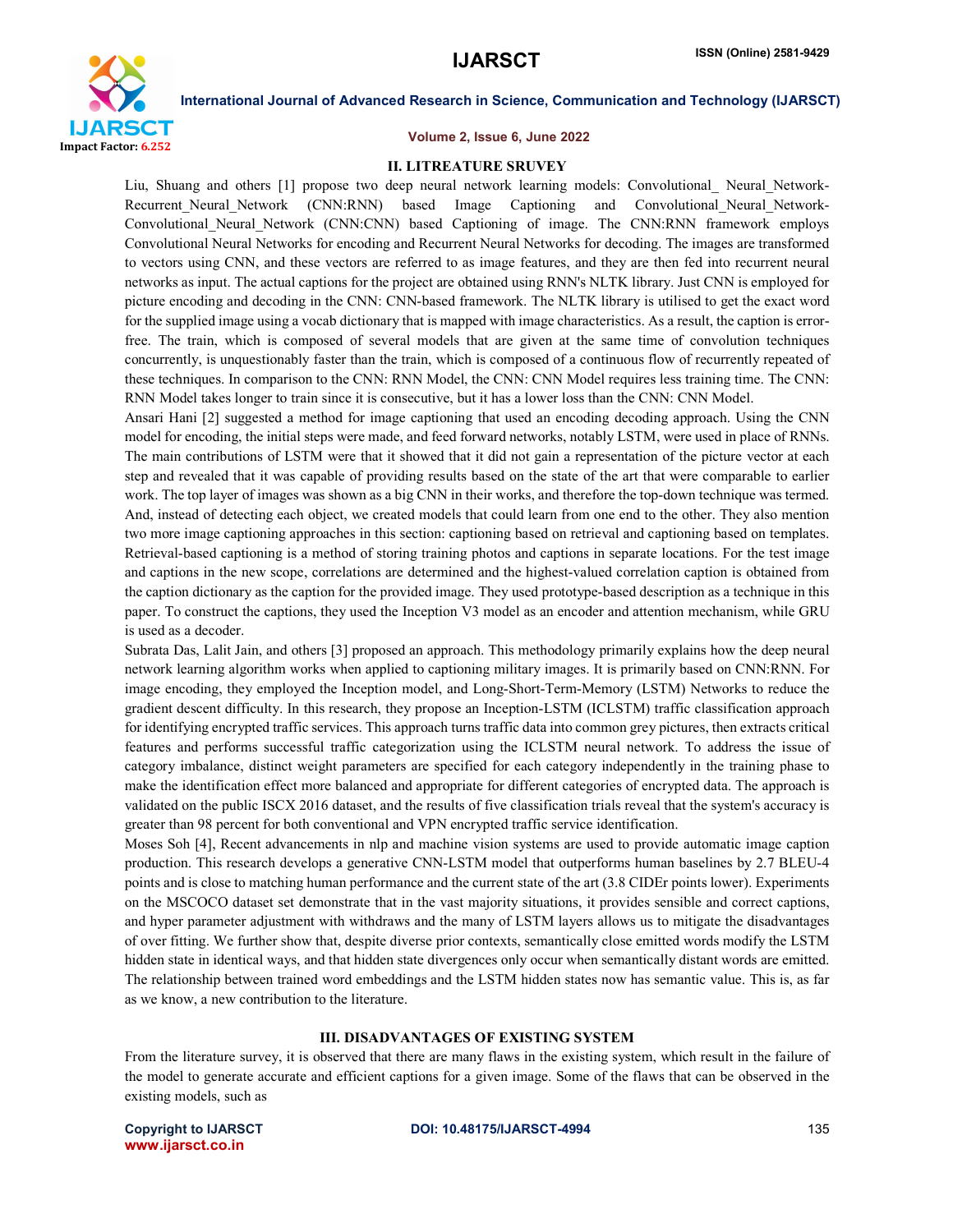## II. LITREATURE SRUVEY

Liu, Shuang and others [1] propose two deep neural network learning models: Convolutional_ Neural_Network-Recurrent_Neural_Network (CNN:RNN) based Image Captioning and Convolutional_Neural_Network-Convolutional_Neural_Network (CNN:CNN) based Captioning of image. The CNN:RNN framework employs Convolutional Neural Networks for encoding and Recurrent Neural Networks for decoding. The images are transformed to vectors using CNN, and these vectors are referred to as image features, and they are then fed into recurrent neural networks as input. The actual captions for the project are obtained using RNN's NLTK library. Just CNN is employed for picture encoding and decoding in the CNN: CNN-based framework. The NLTK library is utilised to get the exact word for the supplied image using a vocab dictionary that is mapped with image characteristics. As a result, the caption is error-free. The train, which is composed of several models that are given at the same time of convolution techniques concurrently, is unquestionably faster than the train, which is composed of a continuous flow of recurrently repeated of these techniques. In comparison to the CNN: RNN Model, the CNN: CNN Model requires less training time. The CNN: RNN Model takes longer to train since it is consecutive, but it has a lower loss than the CNN: CNN Model.

Ansari Hani [2] suggested a method for image captioning that used an encoding decoding approach. Using the CNN model for encoding, the initial steps were made, and feed forward networks, notably LSTM, were used in place of RNNs. The main contributions of LSTM were that it showed that it did not gain a representation of the picture vector at each step and revealed that it was capable of providing results based on the state of the art that were comparable to earlier work. The top layer of images was shown as a big CNN in their works, and therefore the top-down technique was termed. And, instead of detecting each object, we created models that could learn from one end to the other. They also mention two more image captioning approaches in this section: captioning based on retrieval and captioning based on templates. Retrieval-based captioning is a method of storing training photos and captions in separate locations. For the test image and captions in the new scope, correlations are determined and the highest-valued correlation caption is obtained from the caption dictionary as the caption for the provided image. They used prototype-based description as a technique in this paper. To construct the captions, they used the Inception V3 model as an encoder and attention mechanism, while GRU is used as a decoder.

Subrata Das, Lalit Jain, and others [3] proposed an approach. This methodology primarily explains how the deep neural network learning algorithm works when applied to captioning military images. It is primarily based on CNN:RNN. For image encoding, they employed the Inception model, and Long-Short-Term-Memory (LSTM) Networks to reduce the gradient descent difficulty. In this research, they propose an Inception-LSTM (ICLSTM) traffic classification approach for identifying encrypted traffic services. This approach turns traffic data into common grey pictures, then extracts critical features and performs successful traffic categorization using the ICLSTM neural network. To address the issue of category imbalance, distinct weight parameters are specified for each category independently in the training phase to make the identification effect more balanced and appropriate for different categories of encrypted data. The approach is validated on the public ISCX 2016 dataset, and the results of five classification trials reveal that the system's accuracy is greater than 98 percent for both conventional and VPN encrypted traffic service identification.

Moses Soh [4], Recent advancements in nlp and machine vision systems are used to provide automatic image caption production. This research develops a generative CNN-LSTM model that outperforms human baselines by 2.7 BLEU-4 points and is close to matching human performance and the current state of the art (3.8 CIDEr points lower). Experiments on the MSCOCO dataset set demonstrate that in the vast majority situations, it provides sensible and correct captions, and hyper parameter adjustment with withdraws and the many of LSTM layers allows us to mitigate the disadvantages of over fitting. We further show that, despite diverse prior contexts, semantically close emitted words modify the LSTM hidden state in identical ways, and that hidden state divergences only occur when semantically distant words are emitted. The relationship between trained word embeddings and the LSTM hidden states now has semantic value. This is, as far as we know, a new contribution to the literature.

## III. DISADVANTAGES OF EXISTING SYSTEM

From the literature survey, it is observed that there are many flaws in the existing system, which result in the failure of the model to generate accurate and efficient captions for a given image. Some of the flaws that can be observed in the existing models, such as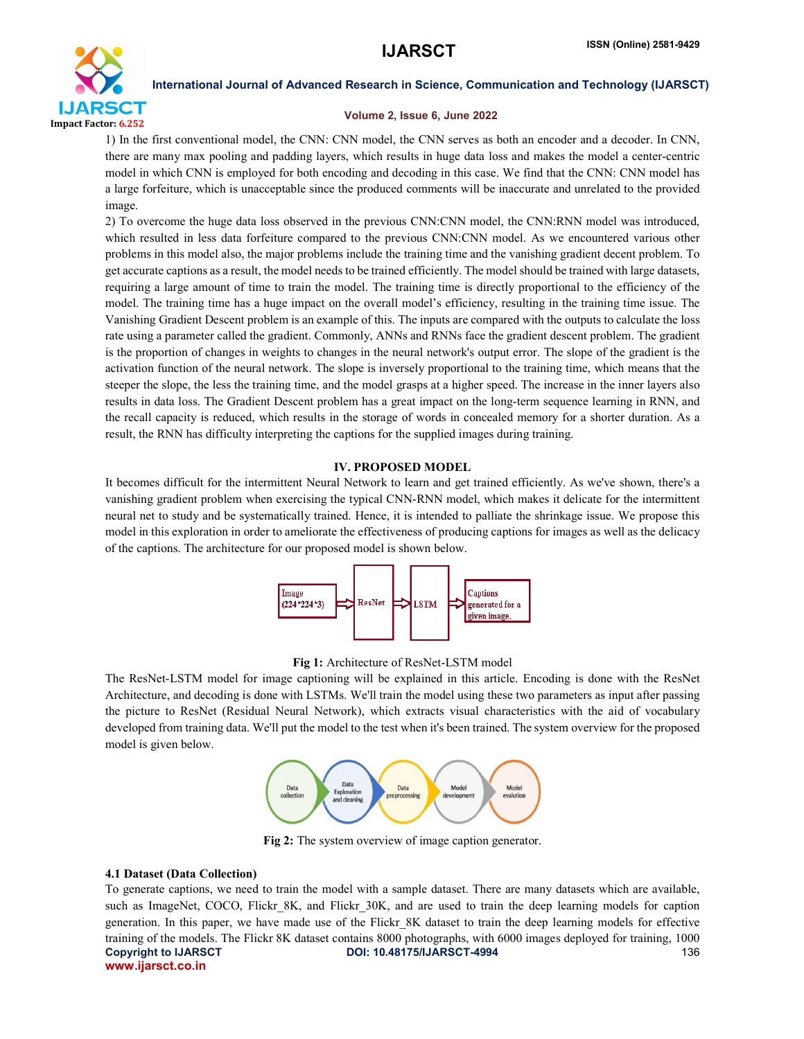1) In the first conventional model, the CNN: CNN model, the CNN serves as both an encoder and a decoder. In CNN, there are many max pooling and padding layers, which results in huge data loss and makes the model a center-centric model in which CNN is employed for both encoding and decoding in this case. We find that the CNN: CNN model has a large forfeiture, which is unacceptable since the produced comments will be inaccurate and unrelated to the provided image.

2) To overcome the huge data loss observed in the previous CNN:CNN model, the CNN:RNN model was introduced, which resulted in less data forfeiture compared to the previous CNN:CNN model. As we encountered various other problems in this model also, the major problems include the training time and the vanishing gradient decent problem. To get accurate captions as a result, the model needs to be trained efficiently. The model should be trained with large datasets, requiring a large amount of time to train the model. The training time is directly proportional to the efficiency of the model. The training time has a huge impact on the overall model's efficiency, resulting in the training time issue. The Vanishing Gradient Descent problem is an example of this. The inputs are compared with the outputs to calculate the loss rate using a parameter called the gradient. Commonly, ANNs and RNNs face the gradient descent problem. The gradient is the proportion of changes in weights to changes in the neural network's output error. The slope of the gradient is the activation function of the neural network. The slope is inversely proportional to the training time, which means that the steeper the slope, the less the training time, and the model grasps at a higher speed. The increase in the inner layers also results in data loss. The Gradient Descent problem has a great impact on the long-term sequence learning in RNN, and the recall capacity is reduced, which results in the storage of words in concealed memory for a shorter duration. As a result, the RNN has difficulty interpreting the captions for the supplied images during training.

## IV. PROPOSED MODEL

It becomes difficult for the intermittent Neural Network to learn and get trained efficiently. As we've shown, there's a vanishing gradient problem when exercising the typical CNN-RNN model, which makes it delicate for the intermittent neural net to study and be systematically trained. Hence, it is intended to palliate the shrinkage issue. We propose this model in this exploration in order to ameliorate the effectiveness of producing captions for images as well as the delicacy of the captions. The architecture for our proposed model is shown below.

Image (224*224*3) ⇒ ResNet ⇒ LSTM ⇒ Captions generated for a given image.

**Fig 1:** Architecture of ResNet-LSTM model

The ResNet-LSTM model for image captioning will be explained in this article. Encoding is done with the ResNet Architecture, and decoding is done with LSTMs. We'll train the model using these two parameters as input after passing the picture to ResNet (Residual Neural Network), which extracts visual characteristics with the aid of vocabulary developed from training data. We'll put the model to the test when it's been trained. The system overview for the proposed model is given below.

Data collection → Data Exploration and cleaning → Data preprocessing → Model development → Model evalution

**Fig 2:** The system overview of image caption generator.

### 4.1 Dataset (Data Collection)

To generate captions, we need to train the model with a sample dataset. There are many datasets which are available, such as ImageNet, COCO, Flickr_8K, and Flickr_30K, and are used to train the deep learning models for caption generation. In this paper, we have made use of the Flickr_8K dataset to train the deep learning models for effective training of the models. The Flickr 8K dataset contains 8000 photographs, with 6000 images deployed for training, 1000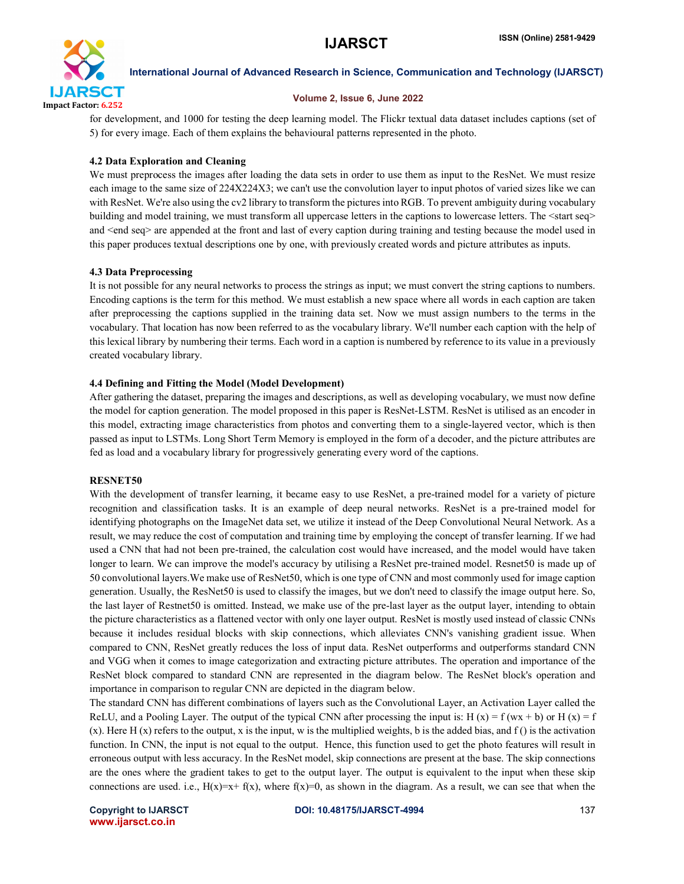for development, and 1000 for testing the deep learning model. The Flickr textual data dataset includes captions (set of 5) for every image. Each of them explains the behavioural patterns represented in the photo.

### 4.2 Data Exploration and Cleaning

We must preprocess the images after loading the data sets in order to use them as input to the ResNet. We must resize each image to the same size of 224X224X3; we can't use the convolution layer to input photos of varied sizes like we can with ResNet. We're also using the cv2 library to transform the pictures into RGB. To prevent ambiguity during vocabulary building and model training, we must transform all uppercase letters in the captions to lowercase letters. The <start seq> and <end seq> are appended at the front and last of every caption during training and testing because the model used in this paper produces textual descriptions one by one, with previously created words and picture attributes as inputs.

### 4.3 Data Preprocessing

It is not possible for any neural networks to process the strings as input; we must convert the string captions to numbers. Encoding captions is the term for this method. We must establish a new space where all words in each caption are taken after preprocessing the captions supplied in the training data set. Now we must assign numbers to the terms in the vocabulary. That location has now been referred to as the vocabulary library. We'll number each caption with the help of this lexical library by numbering their terms. Each word in a caption is numbered by reference to its value in a previously created vocabulary library.

### 4.4 Defining and Fitting the Model (Model Development)

After gathering the dataset, preparing the images and descriptions, as well as developing vocabulary, we must now define the model for caption generation. The model proposed in this paper is ResNet-LSTM. ResNet is utilised as an encoder in this model, extracting image characteristics from photos and converting them to a single-layered vector, which is then passed as input to LSTMs. Long Short Term Memory is employed in the form of a decoder, and the picture attributes are fed as load and a vocabulary library for progressively generating every word of the captions.

**RESNET50**

With the development of transfer learning, it became easy to use ResNet, a pre-trained model for a variety of picture recognition and classification tasks. It is an example of deep neural networks. ResNet is a pre-trained model for identifying photographs on the ImageNet data set, we utilize it instead of the Deep Convolutional Neural Network. As a result, we may reduce the cost of computation and training time by employing the concept of transfer learning. If we had used a CNN that had not been pre-trained, the calculation cost would have increased, and the model would have taken longer to learn. We can improve the model's accuracy by utilising a ResNet pre-trained model. Resnet50 is made up of 50 convolutional layers.We make use of ResNet50, which is one type of CNN and most commonly used for image caption generation. Usually, the ResNet50 is used to classify the images, but we don't need to classify the image output here. So, the last layer of Restnet50 is omitted. Instead, we make use of the pre-last layer as the output layer, intending to obtain the picture characteristics as a flattened vector with only one layer output. ResNet is mostly used instead of classic CNNs because it includes residual blocks with skip connections, which alleviates CNN's vanishing gradient issue. When compared to CNN, ResNet greatly reduces the loss of input data. ResNet outperforms and outperforms standard CNN and VGG when it comes to image categorization and extracting picture attributes. The operation and importance of the ResNet block compared to standard CNN are represented in the diagram below. The ResNet block's operation and importance in comparison to regular CNN are depicted in the diagram below.

The standard CNN has different combinations of layers such as the Convolutional Layer, an Activation Layer called the ReLU, and a Pooling Layer. The output of the typical CNN after processing the input is: $H(x) = f(wx + b)$ or $H(x) = f(x)$. Here $H(x)$ refers to the output, x is the input, w is the multiplied weights, b is the added bias, and f () is the activation function. In CNN, the input is not equal to the output. Hence, this function used to get the photo features will result in erroneous output with less accuracy. In the ResNet model, skip connections are present at the base. The skip connections are the ones where the gradient takes to get to the output layer. The output is equivalent to the input when these skip connections are used. i.e., $H(x)=x+ f(x)$, where $f(x)=0$, as shown in the diagram. As a result, we can see that when the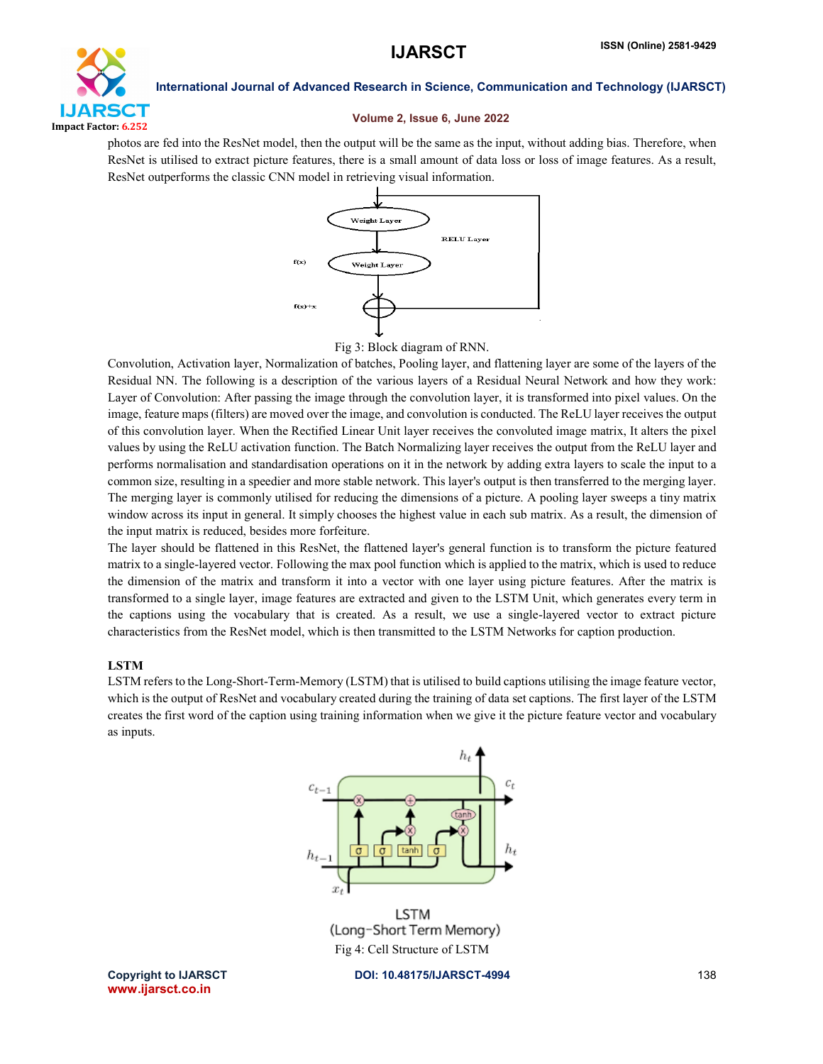photos are fed into the ResNet model, then the output will be the same as the input, without adding bias. Therefore, when ResNet is utilised to extract picture features, there is a small amount of data loss or loss of image features. As a result, ResNet outperforms the classic CNN model in retrieving visual information.

Fig 3: Block diagram of RNN.

Convolution, Activation layer, Normalization of batches, Pooling layer, and flattening layer are some of the layers of the Residual NN. The following is a description of the various layers of a Residual Network and how they work: Layer of Convolution: After passing the image through the convolution layer, it is transformed into pixel values. On the image, feature maps (filters) are moved over the image, and convolution is conducted. The ReLU layer receives the output of this convolution layer. When the Rectified Linear Unit layer receives the convoluted image matrix, It alters the pixel values by using the ReLU activation function. The Batch Normalizing layer receives the output from the ReLU layer and performs normalisation and standardisation operations on it in the network by adding extra layers to scale the input to a common size, resulting in a speedier and more stable network. This layer's output is then transferred to the merging layer. The merging layer is commonly utilised for reducing the dimensions of a picture. A pooling layer sweeps a tiny matrix window across its input in general. It simply chooses the highest value in each sub matrix. As a result, the dimension of the input matrix is reduced, besides more forfeiture.

The layer should be flattened in this ResNet, the flattened layer's general function is to transform the picture featured matrix to a single-layered vector. Following the max pool function which is applied to the matrix, which is used to reduce the dimension of the matrix and transform it into a vector with one layer using picture features. After the matrix is transformed to a single layer, image features are extracted and given to the LSTM Unit, which generates every term in the captions using the vocabulary that is created. As a result, we use a single-layered vector to extract picture characteristics from the ResNet model, which is then transmitted to the LSTM Networks for caption production.

### LSTM

LSTM refers to the Long-Short-Term-Memory (LSTM) that is utilised to build captions utilising the image feature vector, which is the output of ResNet and vocabulary created during the training of data set captions. The first layer of the LSTM creates the first word of the caption using training information when we give it the picture feature vector and vocabulary as inputs.

Fig 4: Cell Structure of LSTM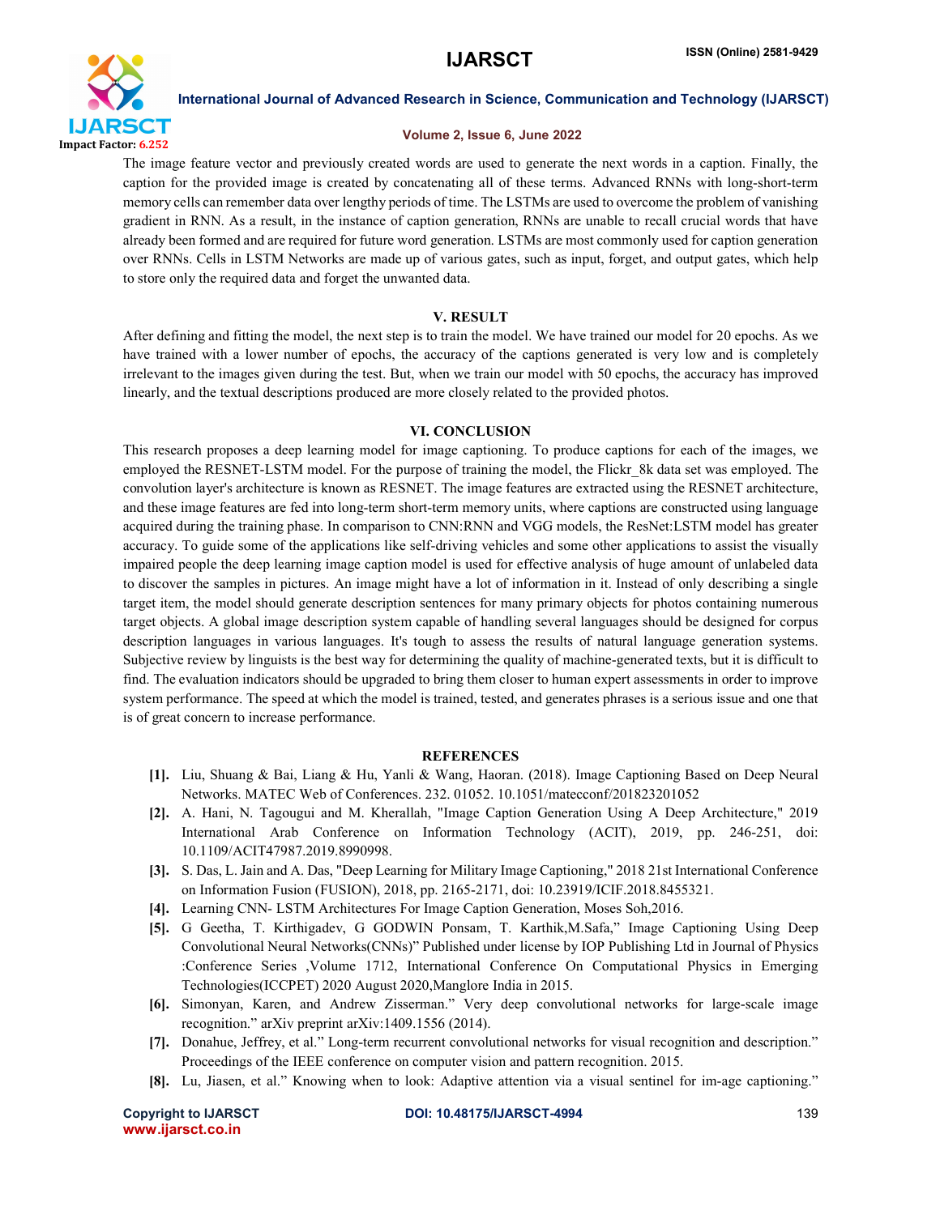The image feature vector and previously created words are used to generate the next words in a caption. Finally, the caption for the provided image is created by concatenating all of these terms. Advanced RNNs with long-short-term memory cells can remember data over lengthy periods of time. The LSTMs are used to overcome the problem of vanishing gradient in RNN. As a result, in the instance of caption generation, RNNs are unable to recall crucial words that have already been formed and are required for future word generation. LSTMs are most commonly used for caption generation over RNNs. Cells in LSTM Networks are made up of various gates, such as input, forget, and output gates, which help to store only the required data and forget the unwanted data.

## V. RESULT

After defining and fitting the model, the next step is to train the model. We have trained our model for 20 epochs. As we have trained with a lower number of epochs, the accuracy of the captions generated is very low and is completely irrelevant to the images given during the test. But, when we train our model with 50 epochs, the accuracy has improved linearly, and the textual descriptions produced are more closely related to the provided photos.

## VI. CONCLUSION

This research proposes a deep learning model for image captioning. To produce captions for each of the images, we employed the RESNET-LSTM model. For the purpose of training the model, the Flickr_8k data set was employed. The convolution layer's architecture is known as RESNET. The image features are extracted using the RESNET architecture, and these image features are fed into long-term short-term memory units, where captions are constructed using language acquired during the training phase. In comparison to CNN:RNN and VGG models, the ResNet:LSTM model has greater accuracy. To guide some of the applications like self-driving vehicles and some other applications to assist the visually impaired people the deep learning image caption model is used for effective analysis of huge amount of unlabeled data to discover the samples in pictures. An image might have a lot of information in it. Instead of only describing a single target item, the model should generate description sentences for many primary objects for photos containing numerous target objects. A global image description system capable of handling several languages should be designed for corpus description languages in various languages. It's tough to assess the results of natural language generation systems. Subjective review by linguists is the best way for determining the quality of machine-generated texts, but it is difficult to find. The evaluation indicators should be upgraded to bring them closer to human expert assessments in order to improve system performance. The speed at which the model is trained, tested, and generates phrases is a serious issue and one that is of great concern to increase performance.

## REFERENCES

- **[1].** Liu, Shuang & Bai, Liang & Hu, Yanli & Wang, Haoran. (2018). Image Captioning Based on Deep Neural Networks. MATEC Web of Conferences. 232. 01052. 10.1051/matecconf/201823201052
- **[2].** A. Hani, N. Tagougui and M. Kherallah, "Image Caption Generation Using A Deep Architecture," 2019 International Arab Conference on Information Technology (ACIT), 2019, pp. 246-251, doi: 10.1109/ACIT47987.2019.8990998.
- **[3].** S. Das, L. Jain and A. Das, "Deep Learning for Military Image Captioning," 2018 21st International Conference on Information Fusion (FUSION), 2018, pp. 2165-2171, doi: 10.23919/ICIF.2018.8455321.
- **[4].** Learning CNN- LSTM Architectures For Image Caption Generation, Moses Soh,2016.
- **[5].** G Geetha, T. Kirthigadev, G GODWIN Ponsam, T. Karthik,M.Safa," Image Captioning Using Deep Convolutional Neural Networks(CNNs)" Published under license by IOP Publishing Ltd in Journal of Physics :Conference Series ,Volume 1712, International Conference On Computational Physics in Emerging Technologies(ICCPET) 2020 August 2020,Manglore India in 2015.
- **[6].** Simonyan, Karen, and Andrew Zisserman." Very deep convolutional networks for large-scale image recognition." arXiv preprint arXiv:1409.1556 (2014).
- **[7].** Donahue, Jeffrey, et al." Long-term recurrent convolutional networks for visual recognition and description." Proceedings of the IEEE conference on computer vision and pattern recognition. 2015.
- **[8].** Lu, Jiasen, et al." Knowing when to look: Adaptive attention via a visual sentinel for im-age captioning."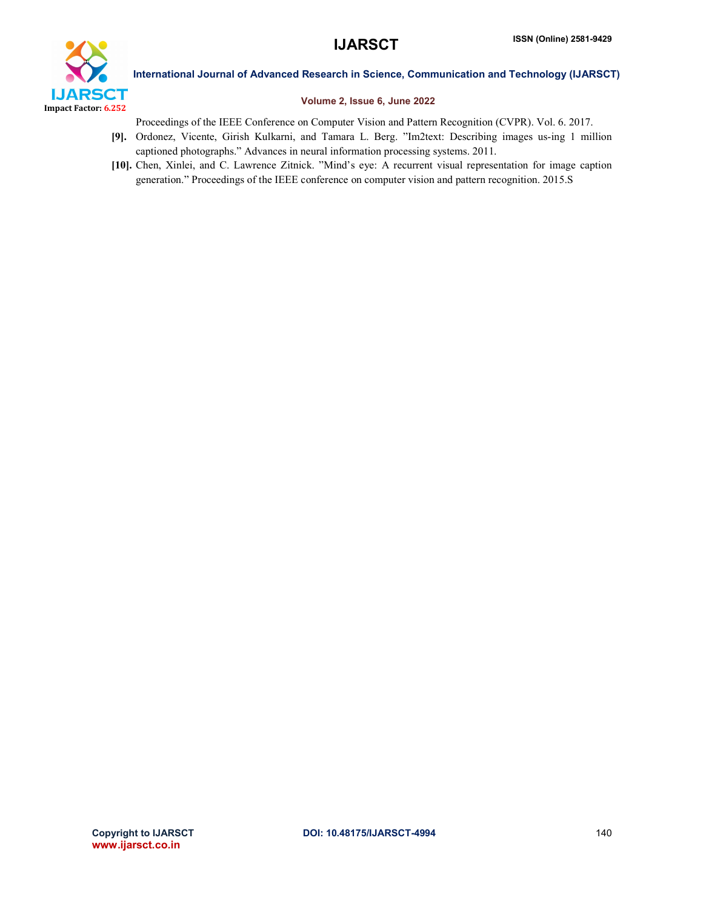Proceedings of the IEEE Conference on Computer Vision and Pattern Recognition (CVPR). Vol. 6. 2017.

**[9].** Ordonez, Vicente, Girish Kulkarni, and Tamara L. Berg. ”Im2text: Describing images us-ing 1 million captioned photographs.” Advances in neural information processing systems. 2011.

**[10].** Chen, Xinlei, and C. Lawrence Zitnick. ”Mind’s eye: A recurrent visual representation for image caption generation.” Proceedings of the IEEE conference on computer vision and pattern recognition. 2015.S